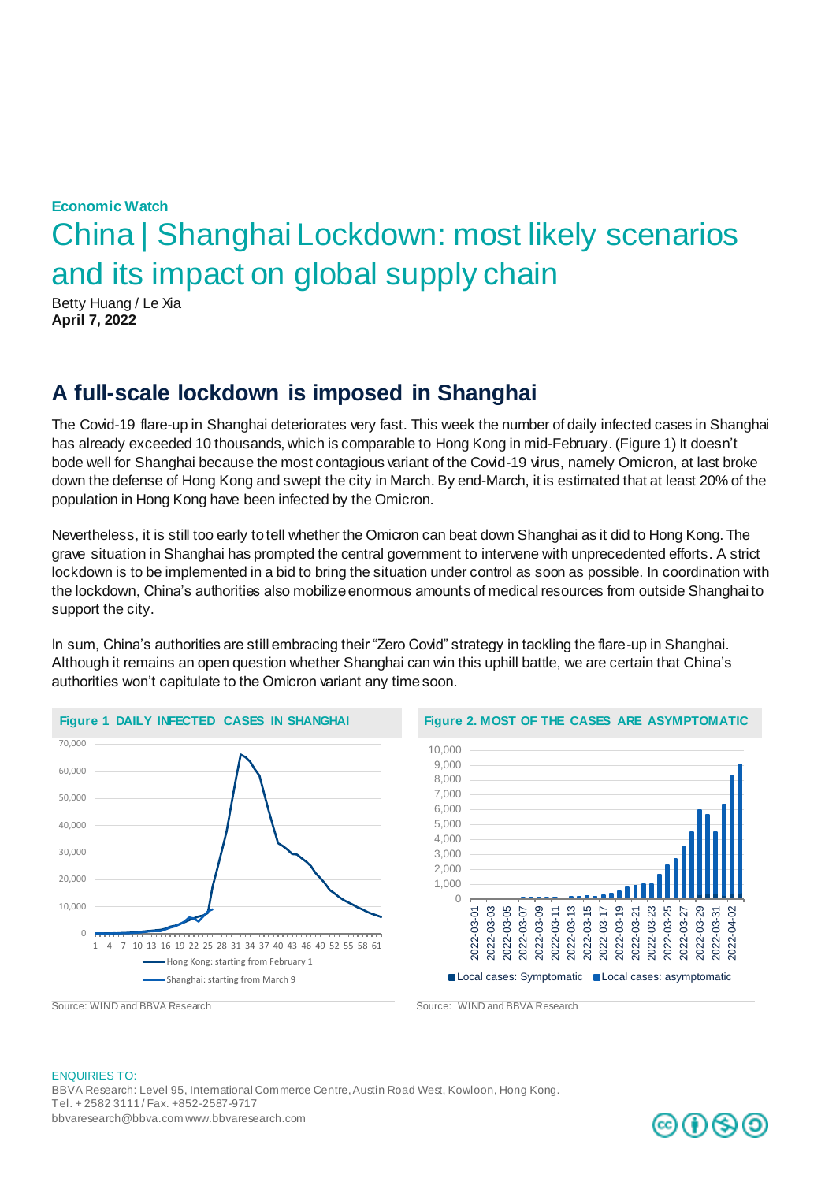**Economic Watch**

# China | Shanghai Lockdown: most likely scenarios and its impact on global supply chain

Betty Huang / Le Xia
**April 7, 2022**

## A full-scale lockdown is imposed in Shanghai

The Covid-19 flare-up in Shanghai deteriorates very fast. This week the number of daily infected cases in Shanghai has already exceeded 10 thousands, which is comparable to Hong Kong in mid-February. (Figure 1) It doesn't bode well for Shanghai because the most contagious variant of the Covid-19 virus, namely Omicron, at last broke down the defense of Hong Kong and swept the city in March. By end-March, it is estimated that at least 20% of the population in Hong Kong have been infected by the Omicron.

Nevertheless, it is still too early to tell whether the Omicron can beat down Shanghai as it did to Hong Kong. The grave situation in Shanghai has prompted the central government to intervene with unprecedented efforts. A strict lockdown is to be implemented in a bid to bring the situation under control as soon as possible. In coordination with the lockdown, China's authorities also mobilize enormous amounts of medical resources from outside Shanghai to support the city.

In sum, China's authorities are still embracing their "Zero Covid" strategy in tackling the flare-up in Shanghai. Although it remains an open question whether Shanghai can win this uphill battle, we are certain that China's authorities won't capitulate to the Omicron variant any time soon.

**Figure 1 DAILY INFECTED CASES IN SHANGHAI**

Hong Kong: starting from February 1
Shanghai: starting from March 9

Source: WIND and BBVA Research

**Figure 2. MOST OF THE CASES ARE ASYMPTOMATIC**

Local cases: Symptomatic | Local cases: asymptomatic

Source: WIND and BBVA Research

ENQUIRIES TO:
BBVA Research: Level 95, International Commerce Centre, Austin Road West, Kowloon, Hong Kong.
Tel. + 2582 3111 / Fax. +852-2587-9717
bbvaresearch@bbva.com www.bbvaresearch.com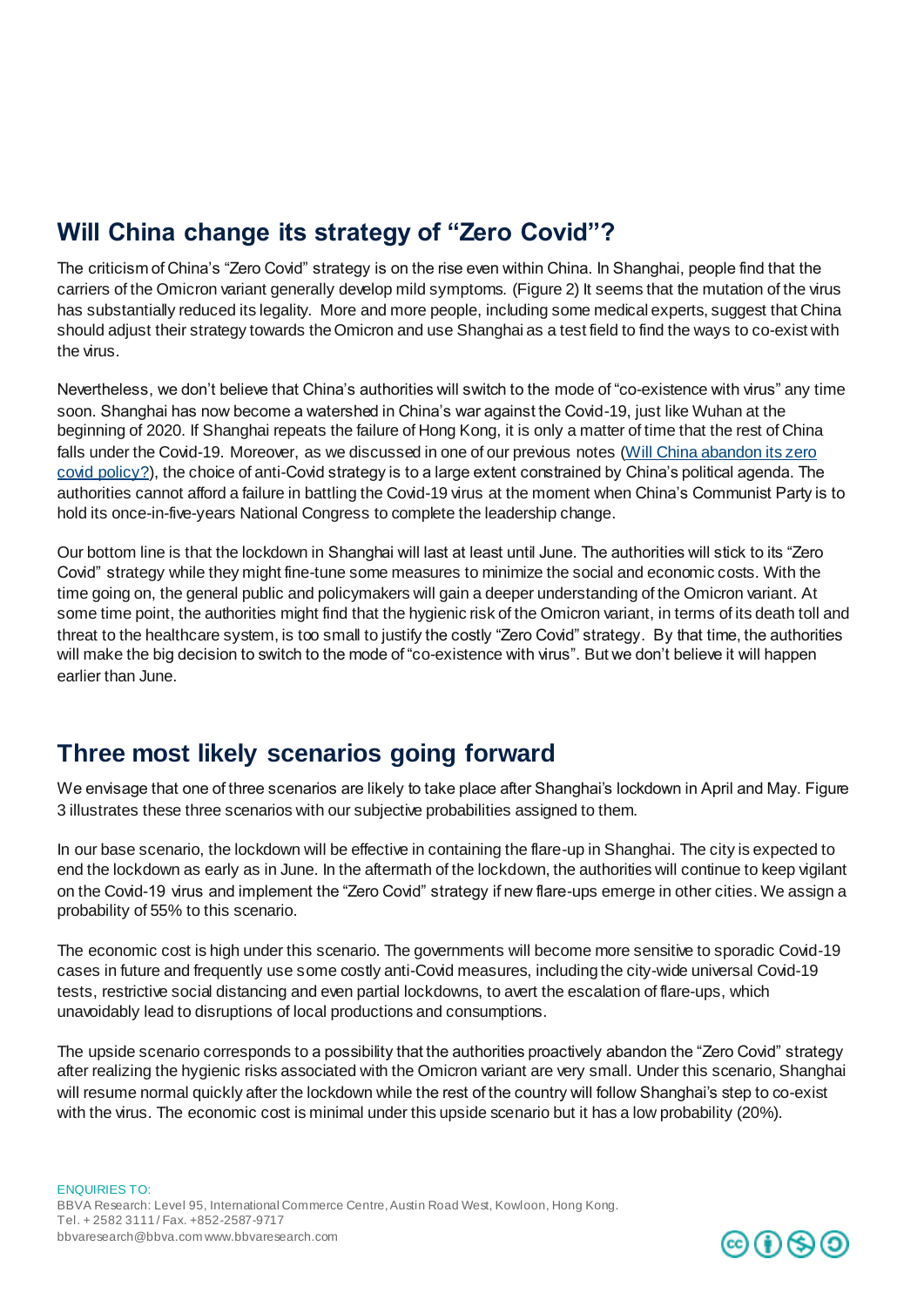## Will China change its strategy of "Zero Covid"?

The criticism of China's "Zero Covid" strategy is on the rise even within China. In Shanghai, people find that the carriers of the Omicron variant generally develop mild symptoms. (Figure 2) It seems that the mutation of the virus has substantially reduced its legality. More and more people, including some medical experts, suggest that China should adjust their strategy towards the Omicron and use Shanghai as a test field to find the ways to co-exist with the virus.

Nevertheless, we don't believe that China's authorities will switch to the mode of "co-existence with virus" any time soon. Shanghai has now become a watershed in China's war against the Covid-19, just like Wuhan at the beginning of 2020. If Shanghai repeats the failure of Hong Kong, it is only a matter of time that the rest of China falls under the Covid-19. Moreover, as we discussed in one of our previous notes ([Will China abandon its zero covid policy?]()), the choice of anti-Covid strategy is to a large extent constrained by China's political agenda. The authorities cannot afford a failure in battling the Covid-19 virus at the moment when China's Communist Party is to hold its once-in-five-years National Congress to complete the leadership change.

Our bottom line is that the lockdown in Shanghai will last at least until June. The authorities will stick to its "Zero Covid" strategy while they might fine-tune some measures to minimize the social and economic costs. With the time going on, the general public and policymakers will gain a deeper understanding of the Omicron variant. At some time point, the authorities might find that the hygienic risk of the Omicron variant, in terms of its death toll and threat to the healthcare system, is too small to justify the costly "Zero Covid" strategy. By that time, the authorities will make the big decision to switch to the mode of "co-existence with virus". But we don't believe it will happen earlier than June.

## Three most likely scenarios going forward

We envisage that one of three scenarios are likely to take place after Shanghai's lockdown in April and May. Figure 3 illustrates these three scenarios with our subjective probabilities assigned to them.

In our base scenario, the lockdown will be effective in containing the flare-up in Shanghai. The city is expected to end the lockdown as early as in June. In the aftermath of the lockdown, the authorities will continue to keep vigilant on the Covid-19 virus and implement the "Zero Covid" strategy if new flare-ups emerge in other cities. We assign a probability of 55% to this scenario.

The economic cost is high under this scenario. The governments will become more sensitive to sporadic Covid-19 cases in future and frequently use some costly anti-Covid measures, including the city-wide universal Covid-19 tests, restrictive social distancing and even partial lockdowns, to avert the escalation of flare-ups, which unavoidably lead to disruptions of local productions and consumptions.

The upside scenario corresponds to a possibility that the authorities proactively abandon the "Zero Covid" strategy after realizing the hygienic risks associated with the Omicron variant are very small. Under this scenario, Shanghai will resume normal quickly after the lockdown while the rest of the country will follow Shanghai's step to co-exist with the virus. The economic cost is minimal under this upside scenario but it has a low probability (20%).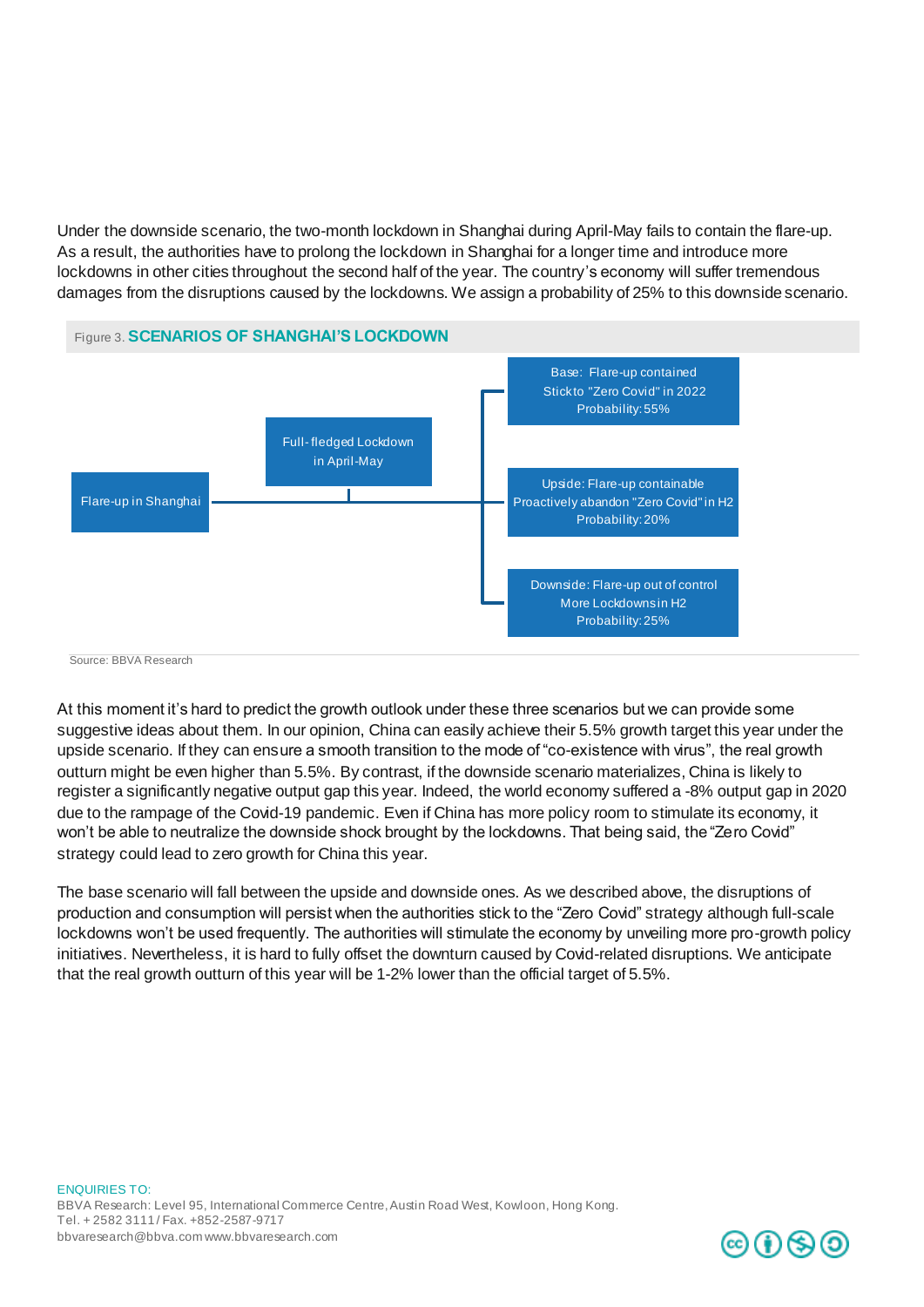Under the downside scenario, the two-month lockdown in Shanghai during April-May fails to contain the flare-up. As a result, the authorities have to prolong the lockdown in Shanghai for a longer time and introduce more lockdowns in other cities throughout the second half of the year. The country's economy will suffer tremendous damages from the disruptions caused by the lockdowns. We assign a probability of 25% to this downside scenario.

Figure 3. **SCENARIOS OF SHANGHAI'S LOCKDOWN**

Flare-up in Shanghai

Full-fledged Lockdown in April-May

Base: Flare-up contained
Stick to "Zero Covid" in 2022
Probability: 55%

Upside: Flare-up containable
Proactively abandon "Zero Covid" in H2
Probability: 20%

Downside: Flare-up out of control
More Lockdowns in H2
Probability: 25%

Source: BBVA Research

At this moment it's hard to predict the growth outlook under these three scenarios but we can provide some suggestive ideas about them. In our opinion, China can easily achieve their 5.5% growth target this year under the upside scenario. If they can ensure a smooth transition to the mode of "co-existence with virus", the real growth outturn might be even higher than 5.5%. By contrast, if the downside scenario materializes, China is likely to register a significantly negative output gap this year. Indeed, the world economy suffered a -8% output gap in 2020 due to the rampage of the Covid-19 pandemic. Even if China has more policy room to stimulate its economy, it won't be able to neutralize the downside shock brought by the lockdowns. That being said, the "Zero Covid" strategy could lead to zero growth for China this year.

The base scenario will fall between the upside and downside ones. As we described above, the disruptions of production and consumption will persist when the authorities stick to the "Zero Covid" strategy although full-scale lockdowns won't be used frequently. The authorities will stimulate the economy by unveiling more pro-growth policy initiatives. Nevertheless, it is hard to fully offset the downturn caused by Covid-related disruptions. We anticipate that the real growth outturn of this year will be 1-2% lower than the official target of 5.5%.

ENQUIRIES TO:
BBVA Research: Level 95, International Commerce Centre, Austin Road West, Kowloon, Hong Kong.
Tel. + 2582 3111 / Fax. +852-2587-9717
bbvaresearch@bbva.com www.bbvaresearch.com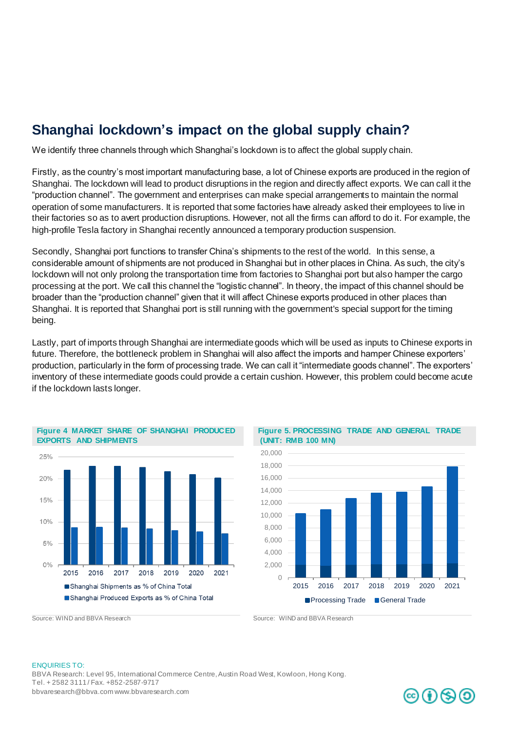## Shanghai lockdown's impact on the global supply chain?

We identify three channels through which Shanghai's lockdown is to affect the global supply chain.

Firstly, as the country's most important manufacturing base, a lot of Chinese exports are produced in the region of Shanghai. The lockdown will lead to product disruptions in the region and directly affect exports. We can call it the "production channel". The government and enterprises can make special arrangements to maintain the normal operation of some manufacturers. It is reported that some factories have already asked their employees to live in their factories so as to avert production disruptions. However, not all the firms can afford to do it. For example, the high-profile Tesla factory in Shanghai recently announced a temporary production suspension.

Secondly, Shanghai port functions to transfer China's shipments to the rest of the world. In this sense, a considerable amount of shipments are not produced in Shanghai but in other places in China. As such, the city's lockdown will not only prolong the transportation time from factories to Shanghai port but also hamper the cargo processing at the port. We call this channel the "logistic channel". In theory, the impact of this channel should be broader than the "production channel" given that it will affect Chinese exports produced in other places than Shanghai. It is reported that Shanghai port is still running with the government's special support for the timing being.

Lastly, part of imports through Shanghai are intermediate goods which will be used as inputs to Chinese exports in future. Therefore, the bottleneck problem in Shanghai will also affect the imports and hamper Chinese exporters' production, particularly in the form of processing trade. We can call it "intermediate goods channel". The exporters' inventory of these intermediate goods could provide a certain cushion. However, this problem could become acute if the lockdown lasts longer.

**Figure 4 MARKET SHARE OF SHANGHAI PRODUCED EXPORTS AND SHIPMENTS**

Source: WIND and BBVA Research

**Figure 5. PROCESSING TRADE AND GENERAL TRADE (UNIT: RMB 100 MN)**

Source: WIND and BBVA Research

ENQUIRIES TO:
BBVA Research: Level 95, International Commerce Centre, Austin Road West, Kowloon, Hong Kong.
Tel. + 2582 3111 / Fax. +852-2587-9717
bbvaresearch@bbva.com www.bbvaresearch.com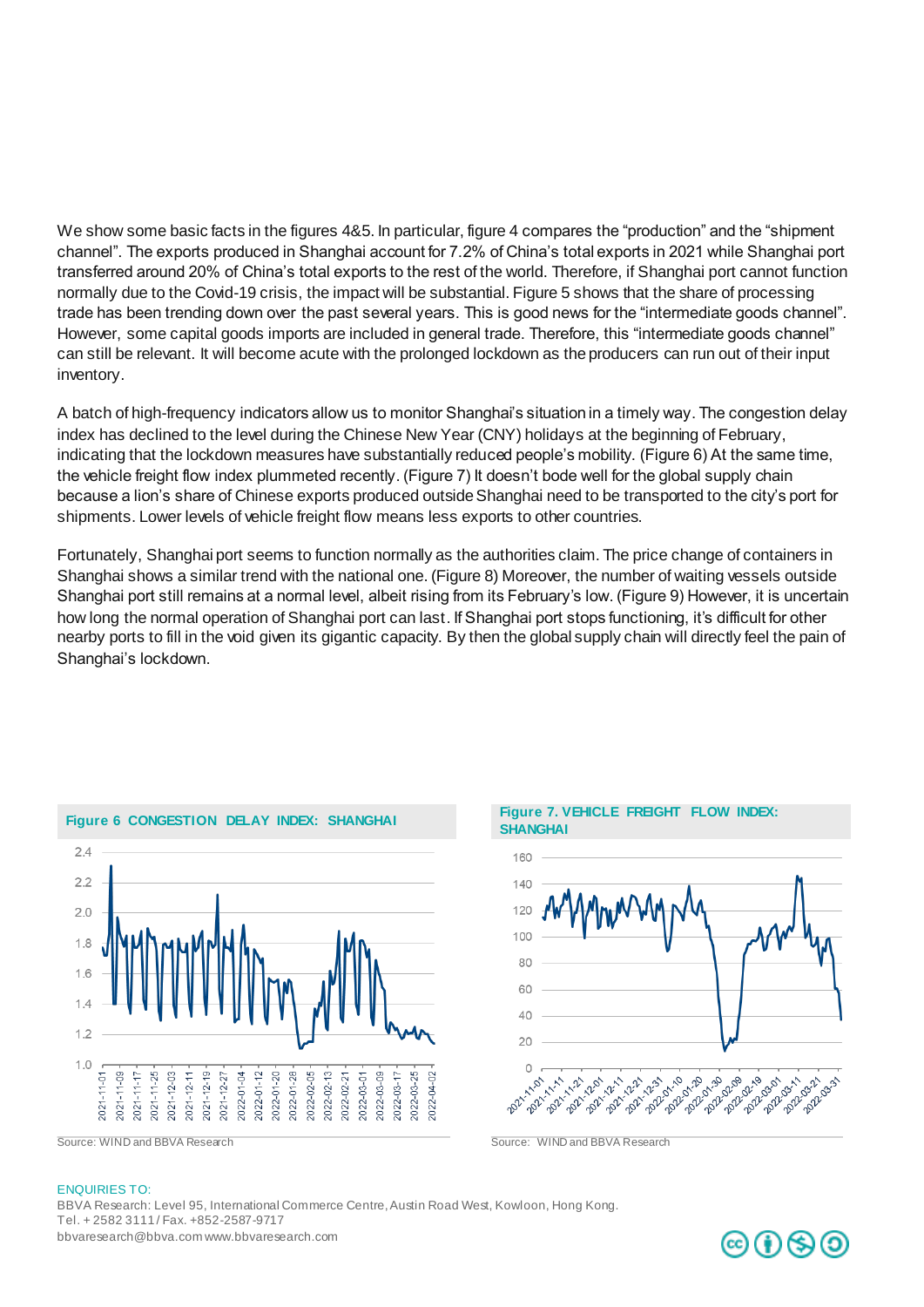We show some basic facts in the figures 4&5. In particular, figure 4 compares the "production" and the "shipment channel". The exports produced in Shanghai account for 7.2% of China's total exports in 2021 while Shanghai port transferred around 20% of China's total exports to the rest of the world. Therefore, if Shanghai port cannot function normally due to the Covid-19 crisis, the impact will be substantial. Figure 5 shows that the share of processing trade has been trending down over the past several years. This is good news for the "intermediate goods channel". However, some capital goods imports are included in general trade. Therefore, this "intermediate goods channel" can still be relevant. It will become acute with the prolonged lockdown as the producers can run out of their input inventory.

A batch of high-frequency indicators allow us to monitor Shanghai's situation in a timely way. The congestion delay index has declined to the level during the Chinese New Year (CNY) holidays at the beginning of February, indicating that the lockdown measures have substantially reduced people's mobility. (Figure 6) At the same time, the vehicle freight flow index plummeted recently. (Figure 7) It doesn't bode well for the global supply chain because a lion's share of Chinese exports produced outside Shanghai need to be transported to the city's port for shipments. Lower levels of vehicle freight flow means less exports to other countries.

Fortunately, Shanghai port seems to function normally as the authorities claim. The price change of containers in Shanghai shows a similar trend with the national one. (Figure 8) Moreover, the number of waiting vessels outside Shanghai port still remains at a normal level, albeit rising from its February's low. (Figure 9) However, it is uncertain how long the normal operation of Shanghai port can last. If Shanghai port stops functioning, it's difficult for other nearby ports to fill in the void given its gigantic capacity. By then the global supply chain will directly feel the pain of Shanghai's lockdown.

**Figure 6 CONGESTION DELAY INDEX: SHANGHAI**

Source: WIND and BBVA Research

**Figure 7. VEHICLE FREIGHT FLOW INDEX: SHANGHAI**

Source: WIND and BBVA Research

ENQUIRIES TO:
BBVA Research: Level 95, International Commerce Centre, Austin Road West, Kowloon, Hong Kong.
Tel. + 2582 3111 / Fax. +852-2587-9717
bbvaresearch@bbva.com www.bbvaresearch.com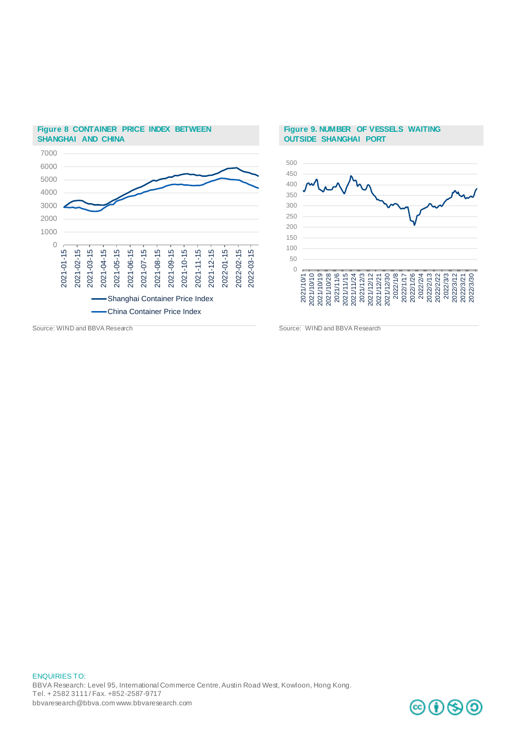**Figure 8 CONTAINER PRICE INDEX BETWEEN SHANGHAI AND CHINA**

Source: WIND and BBVA Research

**Figure 9. NUMBER OF VESSELS WAITING OUTSIDE SHANGHAI PORT**

Source: WIND and BBVA Research

ENQUIRIES TO:
BBVA Research: Level 95, International Commerce Centre, Austin Road West, Kowloon, Hong Kong.
Tel. + 2582 3111 / Fax. +852-2587-9717
bbvaresearch@bbva.com www.bbvaresearch.com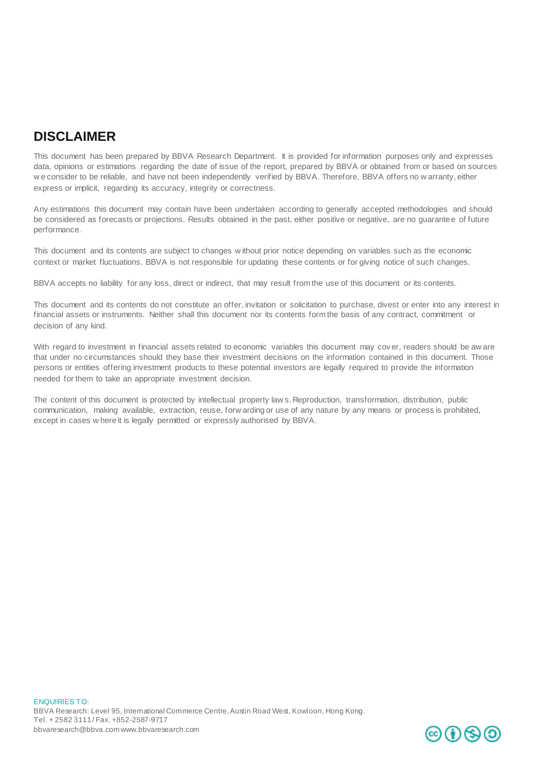# DISCLAIMER

This document has been prepared by BBVA Research Department. It is provided for information purposes only and expresses data, opinions or estimations regarding the date of issue of the report, prepared by BBVA or obtained from or based on sources we consider to be reliable, and have not been independently verified by BBVA. Therefore, BBVA offers no warranty, either express or implicit, regarding its accuracy, integrity or correctness.

Any estimations this document may contain have been undertaken according to generally accepted methodologies and should be considered as forecasts or projections. Results obtained in the past, either positive or negative, are no guarantee of future performance.

This document and its contents are subject to changes without prior notice depending on variables such as the economic context or market fluctuations. BBVA is not responsible for updating these contents or for giving notice of such changes.

BBVA accepts no liability for any loss, direct or indirect, that may result from the use of this document or its contents.

This document and its contents do not constitute an offer, invitation or solicitation to purchase, divest or enter into any interest in financial assets or instruments. Neither shall this document nor its contents form the basis of any contract, commitment or decision of any kind.

With regard to investment in financial assets related to economic variables this document may cover, readers should be aware that under no circumstances should they base their investment decisions on the information contained in this document. Those persons or entities offering investment products to these potential investors are legally required to provide the information needed for them to take an appropriate investment decision.

The content of this document is protected by intellectual property laws. Reproduction, transformation, distribution, public communication, making available, extraction, reuse, forwarding or use of any nature by any means or process is prohibited, except in cases where it is legally permitted or expressly authorised by BBVA.

ENQUIRIES TO:
BBVA Research: Level 95, International Commerce Centre, Austin Road West, Kowloon, Hong Kong.
Tel. + 2582 3111 / Fax. +852-2587-9717
bbvaresearch@bbva.com www.bbvaresearch.com